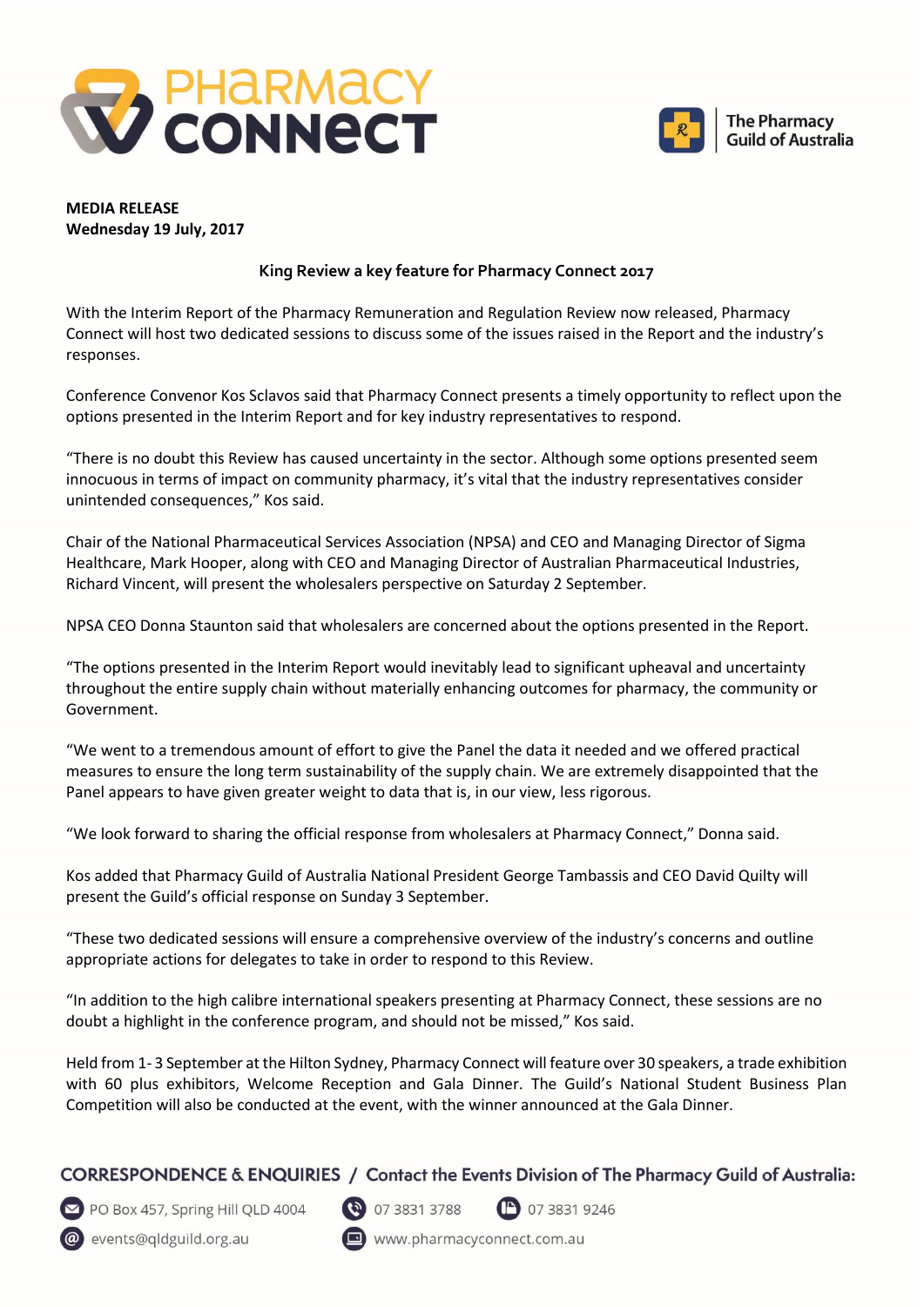PHARMACY CONNECT

The Pharmacy Guild of Australia

**MEDIA RELEASE**
**Wednesday 19 July, 2017**

## King Review a key feature for Pharmacy Connect 2017

With the Interim Report of the Pharmacy Remuneration and Regulation Review now released, Pharmacy Connect will host two dedicated sessions to discuss some of the issues raised in the Report and the industry's responses.

Conference Convenor Kos Sclavos said that Pharmacy Connect presents a timely opportunity to reflect upon the options presented in the Interim Report and for key industry representatives to respond.

"There is no doubt this Review has caused uncertainty in the sector. Although some options presented seem innocuous in terms of impact on community pharmacy, it's vital that the industry representatives consider unintended consequences," Kos said.

Chair of the National Pharmaceutical Services Association (NPSA) and CEO and Managing Director of Sigma Healthcare, Mark Hooper, along with CEO and Managing Director of Australian Pharmaceutical Industries, Richard Vincent, will present the wholesalers perspective on Saturday 2 September.

NPSA CEO Donna Staunton said that wholesalers are concerned about the options presented in the Report.

"The options presented in the Interim Report would inevitably lead to significant upheaval and uncertainty throughout the entire supply chain without materially enhancing outcomes for pharmacy, the community or Government.

"We went to a tremendous amount of effort to give the Panel the data it needed and we offered practical measures to ensure the long term sustainability of the supply chain. We are extremely disappointed that the Panel appears to have given greater weight to data that is, in our view, less rigorous.

"We look forward to sharing the official response from wholesalers at Pharmacy Connect," Donna said.

Kos added that Pharmacy Guild of Australia National President George Tambassis and CEO David Quilty will present the Guild's official response on Sunday 3 September.

"These two dedicated sessions will ensure a comprehensive overview of the industry's concerns and outline appropriate actions for delegates to take in order to respond to this Review.

"In addition to the high calibre international speakers presenting at Pharmacy Connect, these sessions are no doubt a highlight in the conference program, and should not be missed," Kos said.

Held from 1- 3 September at the Hilton Sydney, Pharmacy Connect will feature over 30 speakers, a trade exhibition with 60 plus exhibitors, Welcome Reception and Gala Dinner. The Guild's National Student Business Plan Competition will also be conducted at the event, with the winner announced at the Gala Dinner.

**CORRESPONDENCE & ENQUIRIES / Contact the Events Division of The Pharmacy Guild of Australia:**

PO Box 457, Spring Hill QLD 4004
07 3831 3788
07 3831 9246
events@qldguild.org.au
www.pharmacyconnect.com.au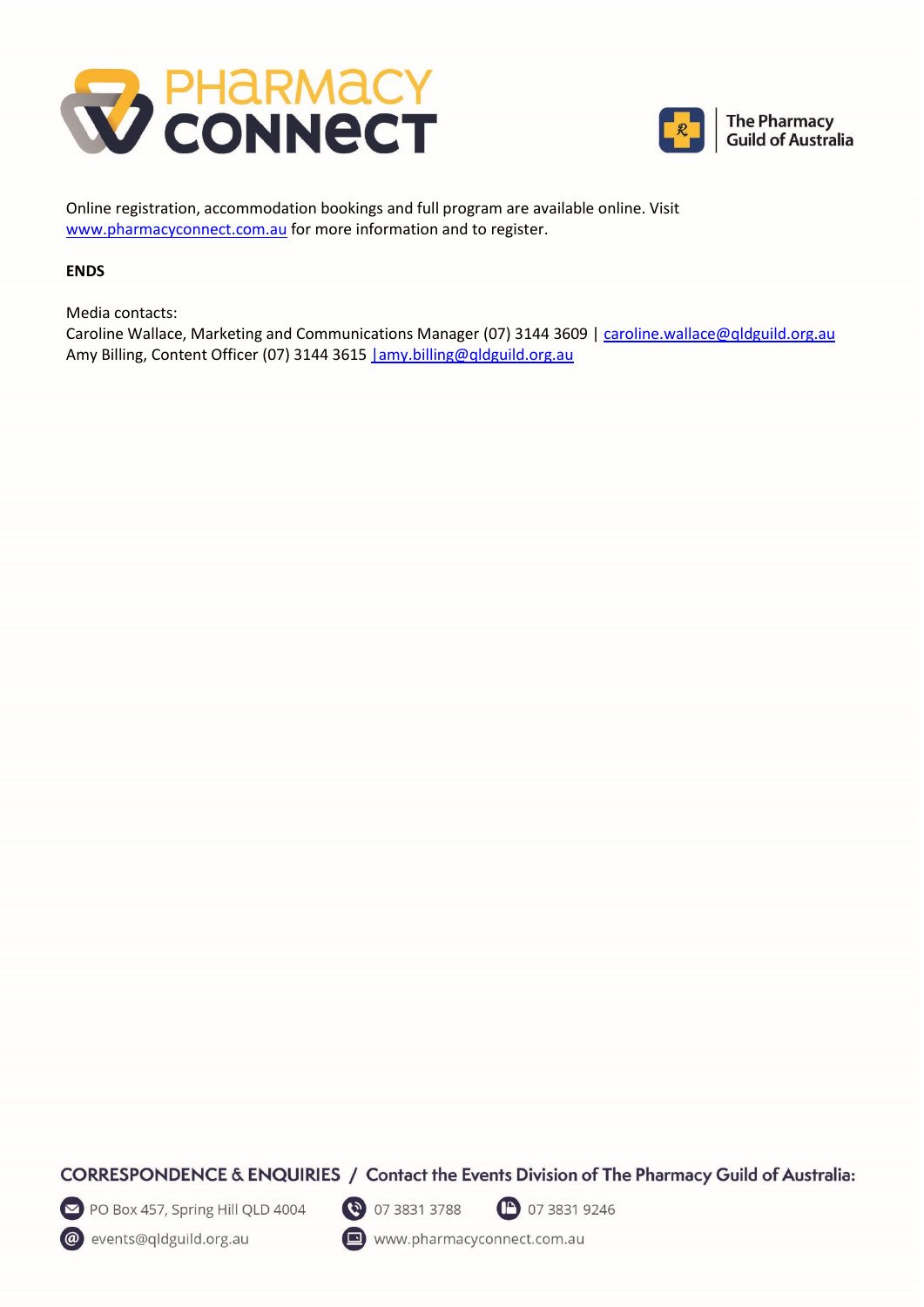Online registration, accommodation bookings and full program are available online. Visit www.pharmacyconnect.com.au for more information and to register.

**ENDS**

Media contacts:
Caroline Wallace, Marketing and Communications Manager (07) 3144 3609 | caroline.wallace@qldguild.org.au
Amy Billing, Content Officer (07) 3144 3615 | amy.billing@qldguild.org.au

**CORRESPONDENCE & ENQUIRIES / Contact the Events Division of The Pharmacy Guild of Australia:**

PO Box 457, Spring Hill QLD 4004
07 3831 3788
07 3831 9246
events@qldguild.org.au
www.pharmacyconnect.com.au